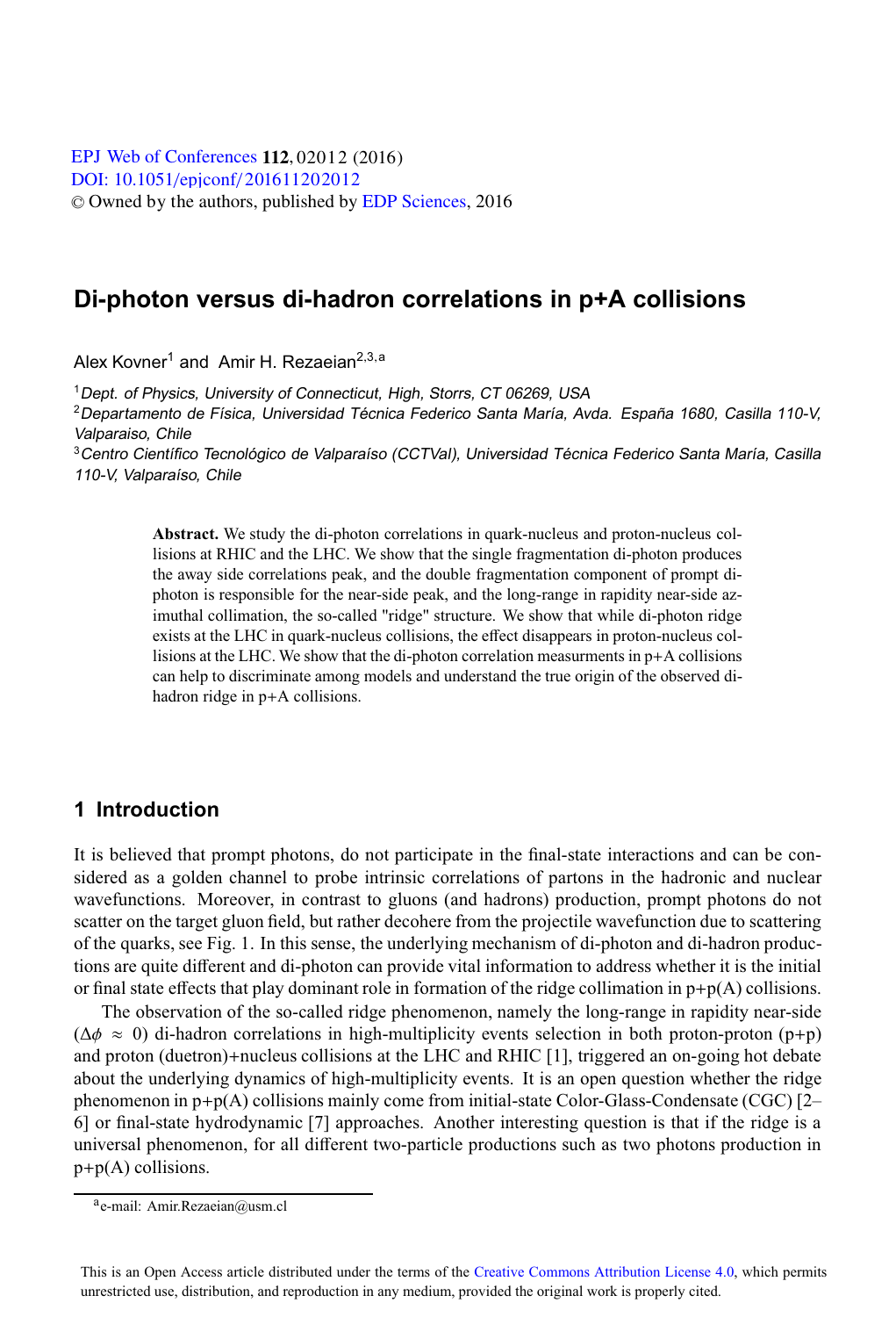# Di-photon versus di-hadron correlations in p+A collisions

Alex Kovner[1] and Amir H. Rezaeian[2,3,a]

[1]*Dept. of Physics, University of Connecticut, High, Storrs, CT 06269, USA*

[2]*Departamento de Física, Universidad Técnica Federico Santa María, Avda. España 1680, Casilla 110-V, Valparaiso, Chile*

[3]*Centro Científico Tecnológico de Valparaíso (CCTVal), Universidad Técnica Federico Santa María, Casilla 110-V, Valparaíso, Chile*

**Abstract.** We study the di-photon correlations in quark-nucleus and proton-nucleus collisions at RHIC and the LHC. We show that the single fragmentation di-photon produces the away side correlations peak, and the double fragmentation component of prompt di-photon is responsible for the near-side peak, and the long-range in rapidity near-side azimuthal collimation, the so-called "ridge" structure. We show that while di-photon ridge exists at the LHC in quark-nucleus collisions, the effect disappears in proton-nucleus collisions at the LHC. We show that the di-photon correlation measurments in p+A collisions can help to discriminate among models and understand the true origin of the observed di-hadron ridge in p+A collisions.

## 1 Introduction

It is believed that prompt photons, do not participate in the final-state interactions and can be considered as a golden channel to probe intrinsic correlations of partons in the hadronic and nuclear wavefunctions. Moreover, in contrast to gluons (and hadrons) production, prompt photons do not scatter on the target gluon field, but rather decohere from the projectile wavefunction due to scattering of the quarks, see Fig. 1. In this sense, the underlying mechanism of di-photon and di-hadron productions are quite different and di-photon can provide vital information to address whether it is the initial or final state effects that play dominant role in formation of the ridge collimation in p+p(A) collisions.

The observation of the so-called ridge phenomenon, namely the long-range in rapidity near-side ($\Delta\phi \approx 0$) di-hadron correlations in high-multiplicity events selection in both proton-proton (p+p) and proton (duetron)+nucleus collisions at the LHC and RHIC [1], triggered an on-going hot debate about the underlying dynamics of high-multiplicity events. It is an open question whether the ridge phenomenon in p+p(A) collisions mainly come from initial-state Color-Glass-Condensate (CGC) [2–6] or final-state hydrodynamic [7] approaches. Another interesting question is that if the ridge is a universal phenomenon, for all different two-particle productions such as two photons production in p+p(A) collisions.

[a]e-mail: Amir.Rezaeian@usm.cl

This is an Open Access article distributed under the terms of the Creative Commons Attribution License 4.0, which permits unrestricted use, distribution, and reproduction in any medium, provided the original work is properly cited.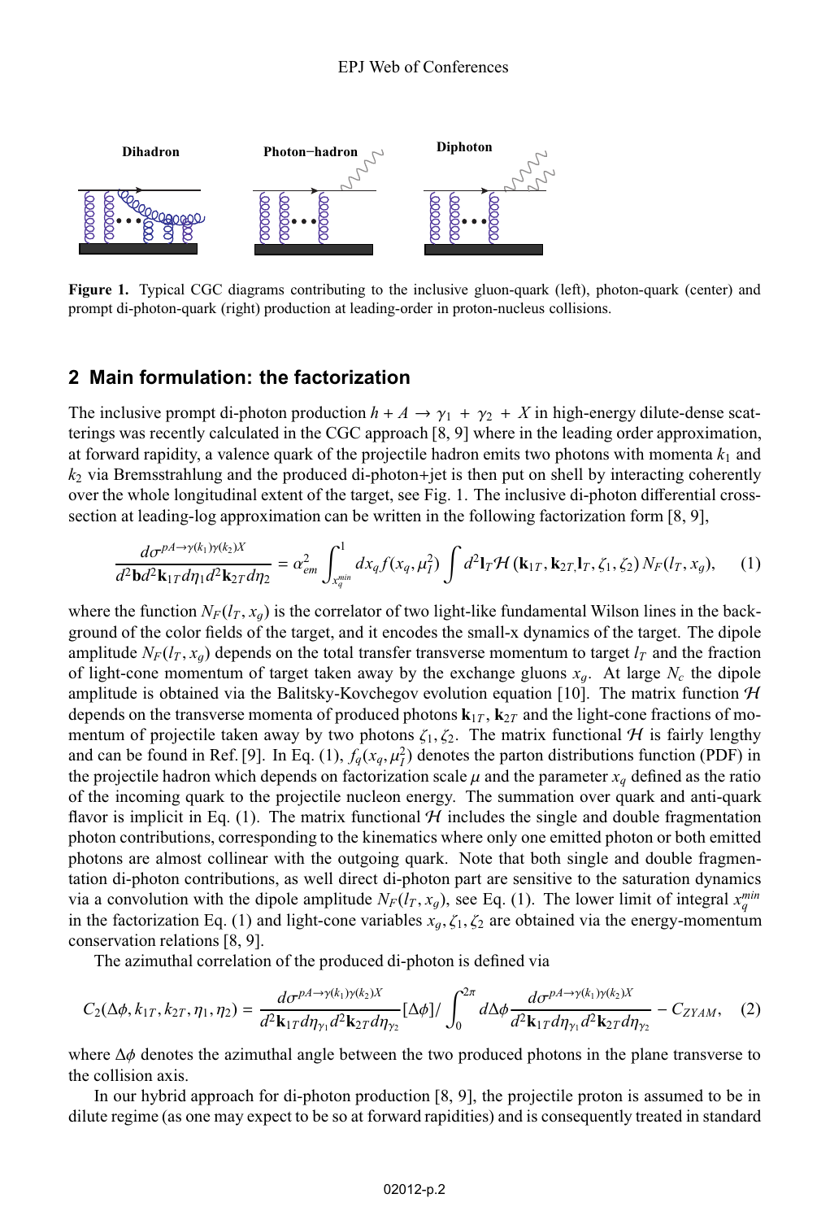**Figure 1.** Typical CGC diagrams contributing to the inclusive gluon-quark (left), photon-quark (center) and prompt di-photon-quark (right) production at leading-order in proton-nucleus collisions.

## 2 Main formulation: the factorization

The inclusive prompt di-photon production $h + A \to \gamma_1 + \gamma_2 + X$ in high-energy dilute-dense scatterings was recently calculated in the CGC approach [8, 9] where in the leading order approximation, at forward rapidity, a valence quark of the projectile hadron emits two photons with momenta $k_1$ and $k_2$ via Bremsstrahlung and the produced di-photon+jet is then put on shell by interacting coherently over the whole longitudinal extent of the target, see Fig. 1. The inclusive di-photon differential cross-section at leading-log approximation can be written in the following factorization form [8, 9],

$$\frac{d\sigma^{pA\to\gamma(k_1)\gamma(k_2)X}}{d^2\mathbf{b}d^2\mathbf{k}_{1T}d\eta_1 d^2\mathbf{k}_{2T}d\eta_2} = \alpha_{em}^2 \int_{x_q^{min}}^{1} dx_q f(x_q, \mu_I^2) \int d^2\mathbf{l}_T \mathcal{H}\left(\mathbf{k}_{1T}, \mathbf{k}_{2T,}\mathbf{l}_T, \zeta_1, \zeta_2\right) N_F(l_T, x_g), \quad (1)$$

where the function $N_F(l_T, x_g)$ is the correlator of two light-like fundamental Wilson lines in the background of the color fields of the target, and it encodes the small-x dynamics of the target. The dipole amplitude $N_F(l_T, x_g)$ depends on the total transfer transverse momentum to target $l_T$ and the fraction of light-cone momentum of target taken away by the exchange gluons $x_g$. At large $N_c$ the dipole amplitude is obtained via the Balitsky-Kovchegov evolution equation [10]. The matrix function $\mathcal{H}$ depends on the transverse momenta of produced photons $\mathbf{k}_{1T}$, $\mathbf{k}_{2T}$ and the light-cone fractions of momentum of projectile taken away by two photons $\zeta_1, \zeta_2$. The matrix functional $\mathcal{H}$ is fairly lengthy and can be found in Ref. [9]. In Eq. (1), $f_q(x_q, \mu_I^2)$ denotes the parton distributions function (PDF) in the projectile hadron which depends on factorization scale $\mu$ and the parameter $x_q$ defined as the ratio of the incoming quark to the projectile nucleon energy. The summation over quark and anti-quark flavor is implicit in Eq. (1). The matrix functional $\mathcal{H}$ includes the single and double fragmentation photon contributions, corresponding to the kinematics where only one emitted photon or both emitted photons are almost collinear with the outgoing quark. Note that both single and double fragmentation di-photon contributions, as well direct di-photon part are sensitive to the saturation dynamics via a convolution with the dipole amplitude $N_F(l_T, x_g)$, see Eq. (1). The lower limit of integral $x_q^{min}$ in the factorization Eq. (1) and light-cone variables $x_g, \zeta_1, \zeta_2$ are obtained via the energy-momentum conservation relations [8, 9].

The azimuthal correlation of the produced di-photon is defined via

$$C_2(\Delta\phi, k_{1T}, k_{2T}, \eta_1, \eta_2) = \frac{d\sigma^{pA\to\gamma(k_1)\gamma(k_2)X}}{d^2\mathbf{k}_{1T}d\eta_{\gamma_1}d^2\mathbf{k}_{2T}d\eta_{\gamma_2}}[\Delta\phi] / \int_0^{2\pi} d\Delta\phi \frac{d\sigma^{pA\to\gamma(k_1)\gamma(k_2)X}}{d^2\mathbf{k}_{1T}d\eta_{\gamma_1}d^2\mathbf{k}_{2T}d\eta_{\gamma_2}} - C_{ZYAM}, \quad (2)$$

where $\Delta\phi$ denotes the azimuthal angle between the two produced photons in the plane transverse to the collision axis.

In our hybrid approach for di-photon production [8, 9], the projectile proton is assumed to be in dilute regime (as one may expect to be so at forward rapidities) and is consequently treated in standard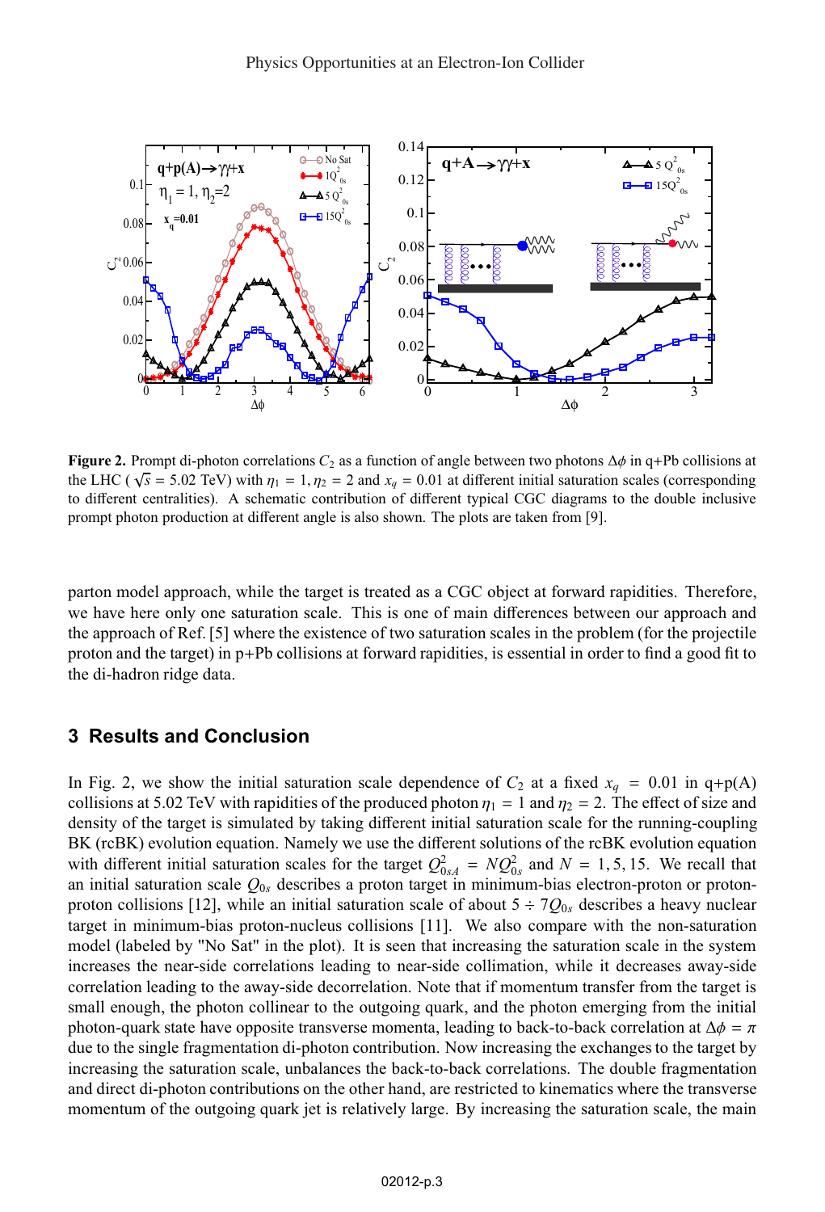**Figure 2.** Prompt di-photon correlations $C_2$ as a function of angle between two photons $\Delta\phi$ in q+Pb collisions at the LHC ( $\sqrt{s}$ = 5.02 TeV) with $\eta_1 = 1, \eta_2 = 2$ and $x_q = 0.01$ at different initial saturation scales (corresponding to different centralities). A schematic contribution of different typical CGC diagrams to the double inclusive prompt photon production at different angle is also shown. The plots are taken from [9].

parton model approach, while the target is treated as a CGC object at forward rapidities. Therefore, we have here only one saturation scale. This is one of main differences between our approach and the approach of Ref. [5] where the existence of two saturation scales in the problem (for the projectile proton and the target) in p+Pb collisions at forward rapidities, is essential in order to find a good fit to the di-hadron ridge data.

## 3 Results and Conclusion

In Fig. 2, we show the initial saturation scale dependence of $C_2$ at a fixed $x_q = 0.01$ in q+p(A) collisions at 5.02 TeV with rapidities of the produced photon $\eta_1 = 1$ and $\eta_2 = 2$. The effect of size and density of the target is simulated by taking different initial saturation scale for the running-coupling BK (rcBK) evolution equation. Namely we use the different solutions of the rcBK evolution equation with different initial saturation scales for the target $Q^2_{0sA} = NQ^2_{0s}$ and $N = 1, 5, 15$. We recall that an initial saturation scale $Q_{0s}$ describes a proton target in minimum-bias electron-proton or proton-proton collisions [12], while an initial saturation scale of about $5 \div 7Q_{0s}$ describes a heavy nuclear target in minimum-bias proton-nucleus collisions [11]. We also compare with the non-saturation model (labeled by "No Sat" in the plot). It is seen that increasing the saturation scale in the system increases the near-side correlations leading to near-side collimation, while it decreases away-side correlation leading to the away-side decorrelation. Note that if momentum transfer from the target is small enough, the photon collinear to the outgoing quark, and the photon emerging from the initial photon-quark state have opposite transverse momenta, leading to back-to-back correlation at $\Delta\phi = \pi$ due to the single fragmentation di-photon contribution. Now increasing the exchanges to the target by increasing the saturation scale, unbalances the back-to-back correlations. The double fragmentation and direct di-photon contributions on the other hand, are restricted to kinematics where the transverse momentum of the outgoing quark jet is relatively large. By increasing the saturation scale, the main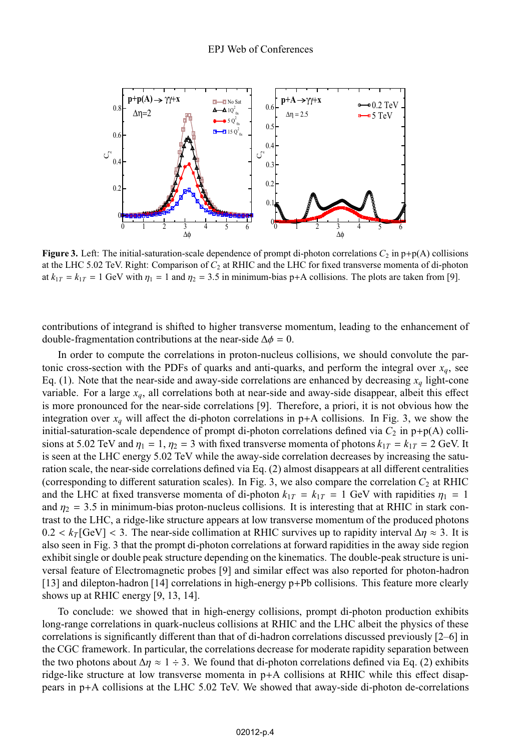**Figure 3.** Left: The initial-saturation-scale dependence of prompt di-photon correlations $C_2$ in p+p(A) collisions at the LHC 5.02 TeV. Right: Comparison of $C_2$ at RHIC and the LHC for fixed transverse momenta of di-photon at $k_{1T} = k_{1T} = 1$ GeV with $\eta_1 = 1$ and $\eta_2 = 3.5$ in minimum-bias p+A collisions. The plots are taken from [9].

contributions of integrand is shifted to higher transverse momentum, leading to the enhancement of double-fragmentation contributions at the near-side $\Delta\phi = 0$.

In order to compute the correlations in proton-nucleus collisions, we should convolute the partonic cross-section with the PDFs of quarks and anti-quarks, and perform the integral over $x_q$, see Eq. (1). Note that the near-side and away-side correlations are enhanced by decreasing $x_q$ light-cone variable. For a large $x_q$, all correlations both at near-side and away-side disappear, albeit this effect is more pronounced for the near-side correlations [9]. Therefore, a priori, it is not obvious how the integration over $x_q$ will affect the di-photon correlations in p+A collisions. In Fig. 3, we show the initial-saturation-scale dependence of prompt di-photon correlations defined via $C_2$ in p+p(A) collisions at 5.02 TeV and $\eta_1 = 1$, $\eta_2 = 3$ with fixed transverse momenta of photons $k_{1T} = k_{1T} = 2$ GeV. It is seen at the LHC energy 5.02 TeV while the away-side correlation decreases by increasing the saturation scale, the near-side correlations defined via Eq. (2) almost disappears at all different centralities (corresponding to different saturation scales). In Fig. 3, we also compare the correlation $C_2$ at RHIC and the LHC at fixed transverse momenta of di-photon $k_{1T} = k_{1T} = 1$ GeV with rapidities $\eta_1 = 1$ and $\eta_2 = 3.5$ in minimum-bias proton-nucleus collisions. It is interesting that at RHIC in stark contrast to the LHC, a ridge-like structure appears at low transverse momentum of the produced photons $0.2 < k_T[\mathrm{GeV}] < 3$. The near-side collimation at RHIC survives up to rapidity interval $\Delta\eta \approx 3$. It is also seen in Fig. 3 that the prompt di-photon correlations at forward rapidities in the away side region exhibit single or double peak structure depending on the kinematics. The double-peak structure is universal feature of Electromagnetic probes [9] and similar effect was also reported for photon-hadron [13] and dilepton-hadron [14] correlations in high-energy p+Pb collisions. This feature more clearly shows up at RHIC energy [9, 13, 14].

To conclude: we showed that in high-energy collisions, prompt di-photon production exhibits long-range correlations in quark-nucleus collisions at RHIC and the LHC albeit the physics of these correlations is significantly different than that of di-hadron correlations discussed previously [2–6] in the CGC framework. In particular, the correlations decrease for moderate rapidity separation between the two photons about $\Delta\eta \approx 1 \div 3$. We found that di-photon correlations defined via Eq. (2) exhibits ridge-like structure at low transverse momenta in p+A collisions at RHIC while this effect disappears in p+A collisions at the LHC 5.02 TeV. We showed that away-side di-photon de-correlations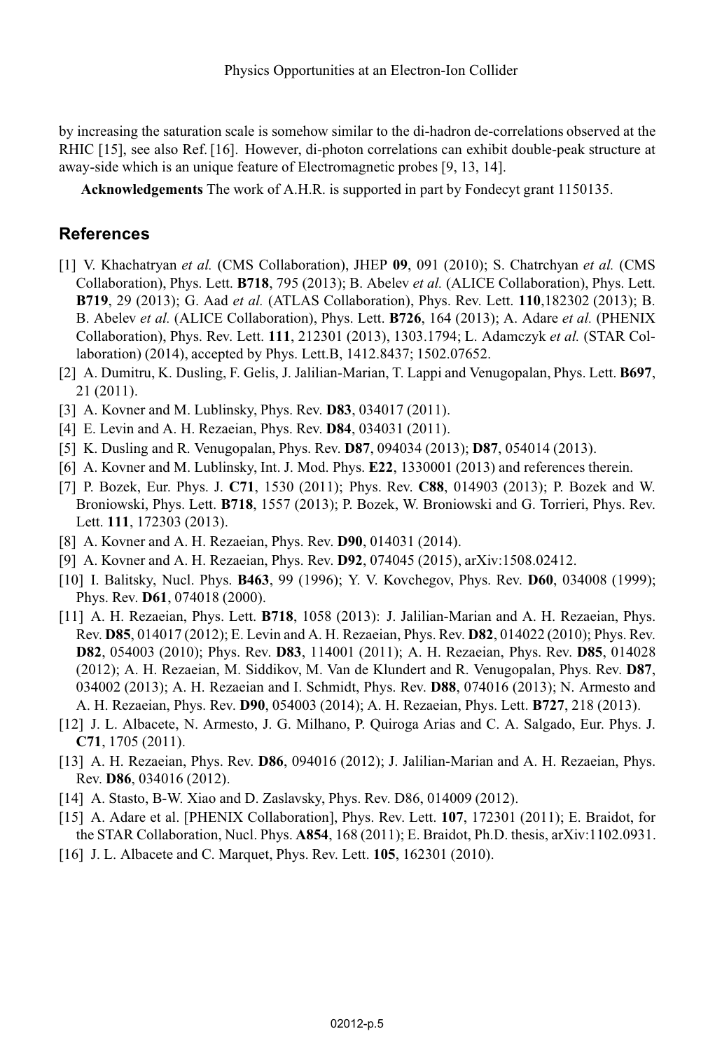by increasing the saturation scale is somehow similar to the di-hadron de-correlations observed at the RHIC [15], see also Ref. [16]. However, di-photon correlations can exhibit double-peak structure at away-side which is an unique feature of Electromagnetic probes [9, 13, 14].

**Acknowledgements** The work of A.H.R. is supported in part by Fondecyt grant 1150135.

## References

[1] V. Khachatryan *et al.* (CMS Collaboration), JHEP **09**, 091 (2010); S. Chatrchyan *et al.* (CMS Collaboration), Phys. Lett. **B718**, 795 (2013); B. Abelev *et al.* (ALICE Collaboration), Phys. Lett. **B719**, 29 (2013); G. Aad *et al.* (ATLAS Collaboration), Phys. Rev. Lett. **110**,182302 (2013); B. B. Abelev *et al.* (ALICE Collaboration), Phys. Lett. **B726**, 164 (2013); A. Adare *et al.* (PHENIX Collaboration), Phys. Rev. Lett. **111**, 212301 (2013), 1303.1794; L. Adamczyk *et al.* (STAR Collaboration) (2014), accepted by Phys. Lett.B, 1412.8437; 1502.07652.

[2] A. Dumitru, K. Dusling, F. Gelis, J. Jalilian-Marian, T. Lappi and Venugopalan, Phys. Lett. **B697**, 21 (2011).

[3] A. Kovner and M. Lublinsky, Phys. Rev. **D83**, 034017 (2011).

[4] E. Levin and A. H. Rezaeian, Phys. Rev. **D84**, 034031 (2011).

[5] K. Dusling and R. Venugopalan, Phys. Rev. **D87**, 094034 (2013); **D87**, 054014 (2013).

[6] A. Kovner and M. Lublinsky, Int. J. Mod. Phys. **E22**, 1330001 (2013) and references therein.

[7] P. Bozek, Eur. Phys. J. **C71**, 1530 (2011); Phys. Rev. **C88**, 014903 (2013); P. Bozek and W. Broniowski, Phys. Lett. **B718**, 1557 (2013); P. Bozek, W. Broniowski and G. Torrieri, Phys. Rev. Lett. **111**, 172303 (2013).

[8] A. Kovner and A. H. Rezaeian, Phys. Rev. **D90**, 014031 (2014).

[9] A. Kovner and A. H. Rezaeian, Phys. Rev. **D92**, 074045 (2015), arXiv:1508.02412.

[10] I. Balitsky, Nucl. Phys. **B463**, 99 (1996); Y. V. Kovchegov, Phys. Rev. **D60**, 034008 (1999); Phys. Rev. **D61**, 074018 (2000).

[11] A. H. Rezaeian, Phys. Lett. **B718**, 1058 (2013): J. Jalilian-Marian and A. H. Rezaeian, Phys. Rev. **D85**, 014017 (2012); E. Levin and A. H. Rezaeian, Phys. Rev. **D82**, 014022 (2010); Phys. Rev. **D82**, 054003 (2010); Phys. Rev. **D83**, 114001 (2011); A. H. Rezaeian, Phys. Rev. **D85**, 014028 (2012); A. H. Rezaeian, M. Siddikov, M. Van de Klundert and R. Venugopalan, Phys. Rev. **D87**, 034002 (2013); A. H. Rezaeian and I. Schmidt, Phys. Rev. **D88**, 074016 (2013); N. Armesto and A. H. Rezaeian, Phys. Rev. **D90**, 054003 (2014); A. H. Rezaeian, Phys. Lett. **B727**, 218 (2013).

[12] J. L. Albacete, N. Armesto, J. G. Milhano, P. Quiroga Arias and C. A. Salgado, Eur. Phys. J. **C71**, 1705 (2011).

[13] A. H. Rezaeian, Phys. Rev. **D86**, 094016 (2012); J. Jalilian-Marian and A. H. Rezaeian, Phys. Rev. **D86**, 034016 (2012).

[14] A. Stasto, B-W. Xiao and D. Zaslavsky, Phys. Rev. D86, 014009 (2012).

[15] A. Adare et al. [PHENIX Collaboration], Phys. Rev. Lett. **107**, 172301 (2011); E. Braidot, for the STAR Collaboration, Nucl. Phys. **A854**, 168 (2011); E. Braidot, Ph.D. thesis, arXiv:1102.0931.

[16] J. L. Albacete and C. Marquet, Phys. Rev. Lett. **105**, 162301 (2010).